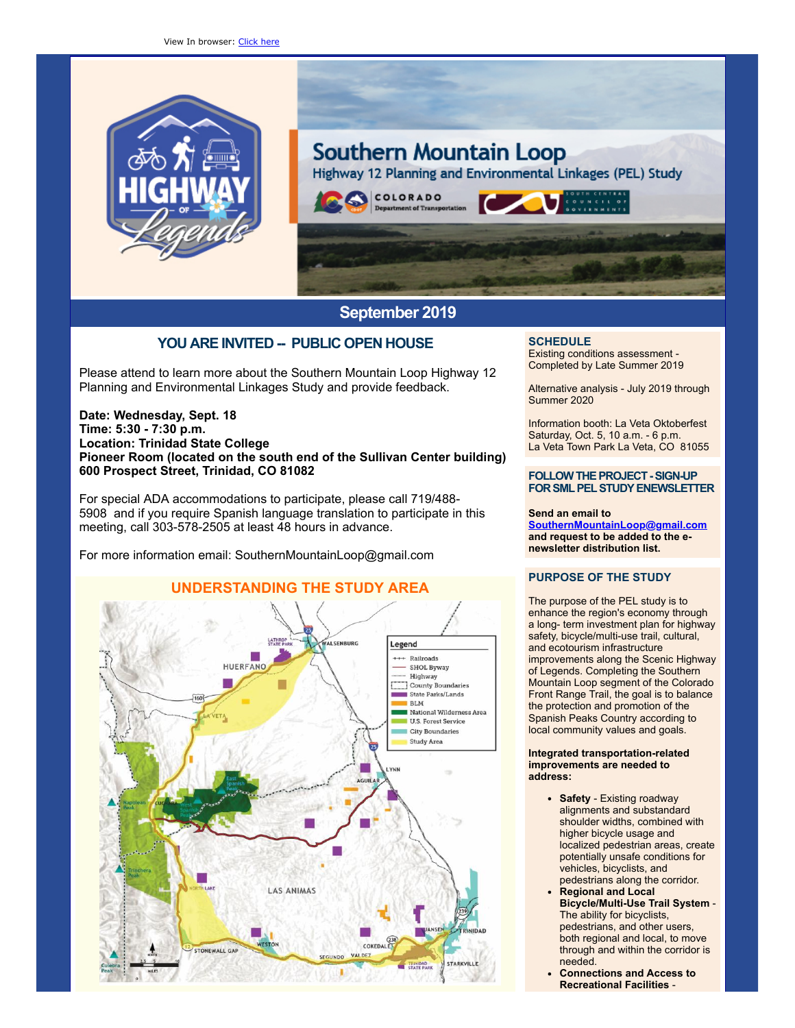View In browser: Click here

# Southern Mountain Loop

Highway 12 Planning and Environmental Linkages (PEL) Study

## September 2019

## YOU ARE INVITED -- PUBLIC OPEN HOUSE

Please attend to learn more about the Southern Mountain Loop Highway 12 Planning and Environmental Linkages Study and provide feedback.

**Date: Wednesday, Sept. 18**
**Time: 5:30 - 7:30 p.m.**
**Location: Trinidad State College**
**Pioneer Room (located on the south end of the Sullivan Center building)**
**600 Prospect Street, Trinidad, CO 81082**

For special ADA accommodations to participate, please call 719/488-5908 and if you require Spanish language translation to participate in this meeting, call 303-578-2505 at least 48 hours in advance.

For more information email: SouthernMountainLoop@gmail.com

## UNDERSTANDING THE STUDY AREA

## SCHEDULE

Existing conditions assessment - Completed by Late Summer 2019

Alternative analysis - July 2019 through Summer 2020

Information booth: La Veta Oktoberfest
Saturday, Oct. 5, 10 a.m. - 6 p.m.
La Veta Town Park La Veta, CO 81055

## FOLLOW THE PROJECT - SIGN-UP FOR SML PEL STUDY ENEWSLETTER

**Send an email to SouthernMountainLoop@gmail.com and request to be added to the e-newsletter distribution list.**

## PURPOSE OF THE STUDY

The purpose of the PEL study is to enhance the region's economy through a long- term investment plan for highway safety, bicycle/multi-use trail, cultural, and ecotourism infrastructure improvements along the Scenic Highway of Legends. Completing the Southern Mountain Loop segment of the Colorado Front Range Trail, the goal is to balance the protection and promotion of the Spanish Peaks Country according to local community values and goals.

**Integrated transportation-related improvements are needed to address:**

- **Safety** - Existing roadway alignments and substandard shoulder widths, combined with higher bicycle usage and localized pedestrian areas, create potentially unsafe conditions for vehicles, bicyclists, and pedestrians along the corridor.
- **Regional and Local Bicycle/Multi-Use Trail System** - The ability for bicyclists, pedestrians, and other users, both regional and local, to move through and within the corridor is needed.
- **Connections and Access to Recreational Facilities** -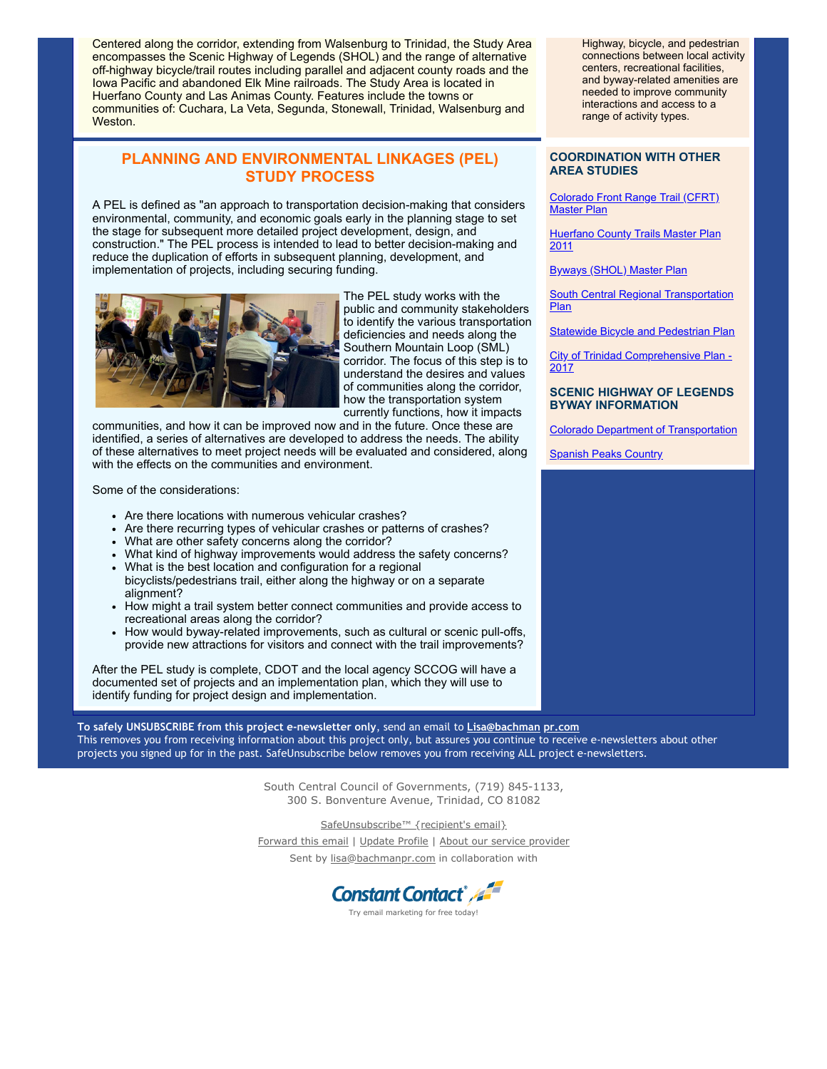Centered along the corridor, extending from Walsenburg to Trinidad, the Study Area encompasses the Scenic Highway of Legends (SHOL) and the range of alternative off-highway bicycle/trail routes including parallel and adjacent county roads and the Iowa Pacific and abandoned Elk Mine railroads. The Study Area is located in Huerfano County and Las Animas County. Features include the towns or communities of: Cuchara, La Veta, Segunda, Stonewall, Trinidad, Walsenburg and Weston.

Highway, bicycle, and pedestrian connections between local activity centers, recreational facilities, and byway-related amenities are needed to improve community interactions and access to a range of activity types.

## PLANNING AND ENVIRONMENTAL LINKAGES (PEL) STUDY PROCESS

A PEL is defined as "an approach to transportation decision-making that considers environmental, community, and economic goals early in the planning stage to set the stage for subsequent more detailed project development, design, and construction." The PEL process is intended to lead to better decision-making and reduce the duplication of efforts in subsequent planning, development, and implementation of projects, including securing funding.

The PEL study works with the public and community stakeholders to identify the various transportation deficiencies and needs along the Southern Mountain Loop (SML) corridor. The focus of this step is to understand the desires and values of communities along the corridor, how the transportation system currently functions, how it impacts communities, and how it can be improved now and in the future. Once these are identified, a series of alternatives are developed to address the needs. The ability of these alternatives to meet project needs will be evaluated and considered, along with the effects on the communities and environment.

Some of the considerations:

- Are there locations with numerous vehicular crashes?
- Are there recurring types of vehicular crashes or patterns of crashes?
- What are other safety concerns along the corridor?
- What kind of highway improvements would address the safety concerns?
- What is the best location and configuration for a regional bicyclists/pedestrians trail, either along the highway or on a separate alignment?
- How might a trail system better connect communities and provide access to recreational areas along the corridor?
- How would byway-related improvements, such as cultural or scenic pull-offs, provide new attractions for visitors and connect with the trail improvements?

After the PEL study is complete, CDOT and the local agency SCCOG will have a documented set of projects and an implementation plan, which they will use to identify funding for project design and implementation.

### COORDINATION WITH OTHER AREA STUDIES

Colorado Front Range Trail (CFRT) Master Plan

Huerfano County Trails Master Plan 2011

Byways (SHOL) Master Plan

South Central Regional Transportation Plan

Statewide Bicycle and Pedestrian Plan

City of Trinidad Comprehensive Plan - 2017

### SCENIC HIGHWAY OF LEGENDS BYWAY INFORMATION

Colorado Department of Transportation

Spanish Peaks Country

**To safely UNSUBSCRIBE from this project e-newsletter only**, send an email to **Lisa@bachman pr.com**
This removes you from receiving information about this project only, but assures you continue to receive e-newsletters about other projects you signed up for in the past. SafeUnsubscribe below removes you from receiving ALL project e-newsletters.

South Central Council of Governments, (719) 845-1133,
300 S. Bonventure Avenue, Trinidad, CO 81082

SafeUnsubscribe™ {recipient's email}

Forward this email | Update Profile | About our service provider

Sent by lisa@bachmanpr.com in collaboration with

Constant Contact

Try email marketing for free today!